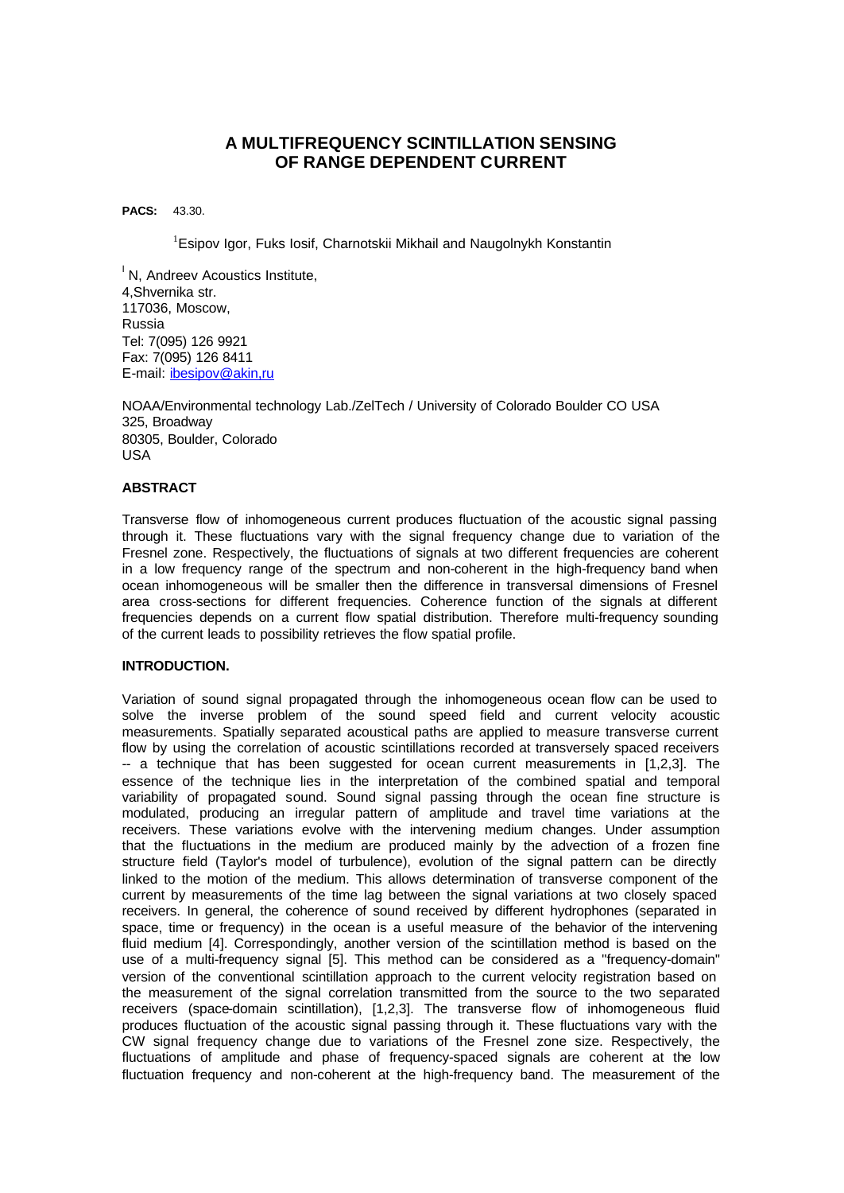# A MULTIFREQUENCY SCINTILLATION SENSING OF RANGE DEPENDENT CURRENT

**PACS:** 43.30.

[1]Esipov Igor, Fuks Iosif, Charnotskii Mikhail and Naugolnykh Konstantin

[I] N, Andreev Acoustics Institute,
4,Shvernika str.
117036, Moscow,
Russia
Tel: 7(095) 126 9921
Fax: 7(095) 126 8411
E-mail: ibesipov@akin,ru

NOAA/Environmental technology Lab./ZelTech / University of Colorado Boulder CO USA
325, Broadway
80305, Boulder, Colorado
USA

## ABSTRACT

Transverse flow of inhomogeneous current produces fluctuation of the acoustic signal passing through it. These fluctuations vary with the signal frequency change due to variation of the Fresnel zone. Respectively, the fluctuations of signals at two different frequencies are coherent in a low frequency range of the spectrum and non-coherent in the high-frequency band when ocean inhomogeneous will be smaller then the difference in transversal dimensions of Fresnel area cross-sections for different frequencies. Coherence function of the signals at different frequencies depends on a current flow spatial distribution. Therefore multi-frequency sounding of the current leads to possibility retrieves the flow spatial profile.

## INTRODUCTION.

Variation of sound signal propagated through the inhomogeneous ocean flow can be used to solve the inverse problem of the sound speed field and current velocity acoustic measurements. Spatially separated acoustical paths are applied to measure transverse current flow by using the correlation of acoustic scintillations recorded at transversely spaced receivers -- a technique that has been suggested for ocean current measurements in [1,2,3]. The essence of the technique lies in the interpretation of the combined spatial and temporal variability of propagated sound. Sound signal passing through the ocean fine structure is modulated, producing an irregular pattern of amplitude and travel time variations at the receivers. These variations evolve with the intervening medium changes. Under assumption that the fluctuations in the medium are produced mainly by the advection of a frozen fine structure field (Taylor's model of turbulence), evolution of the signal pattern can be directly linked to the motion of the medium. This allows determination of transverse component of the current by measurements of the time lag between the signal variations at two closely spaced receivers. In general, the coherence of sound received by different hydrophones (separated in space, time or frequency) in the ocean is a useful measure of the behavior of the intervening fluid medium [4]. Correspondingly, another version of the scintillation method is based on the use of a multi-frequency signal [5]. This method can be considered as a "frequency-domain" version of the conventional scintillation approach to the current velocity registration based on the measurement of the signal correlation transmitted from the source to the two separated receivers (space-domain scintillation), [1,2,3]. The transverse flow of inhomogeneous fluid produces fluctuation of the acoustic signal passing through it. These fluctuations vary with the CW signal frequency change due to variations of the Fresnel zone size. Respectively, the fluctuations of amplitude and phase of frequency-spaced signals are coherent at the low fluctuation frequency and non-coherent at the high-frequency band. The measurement of the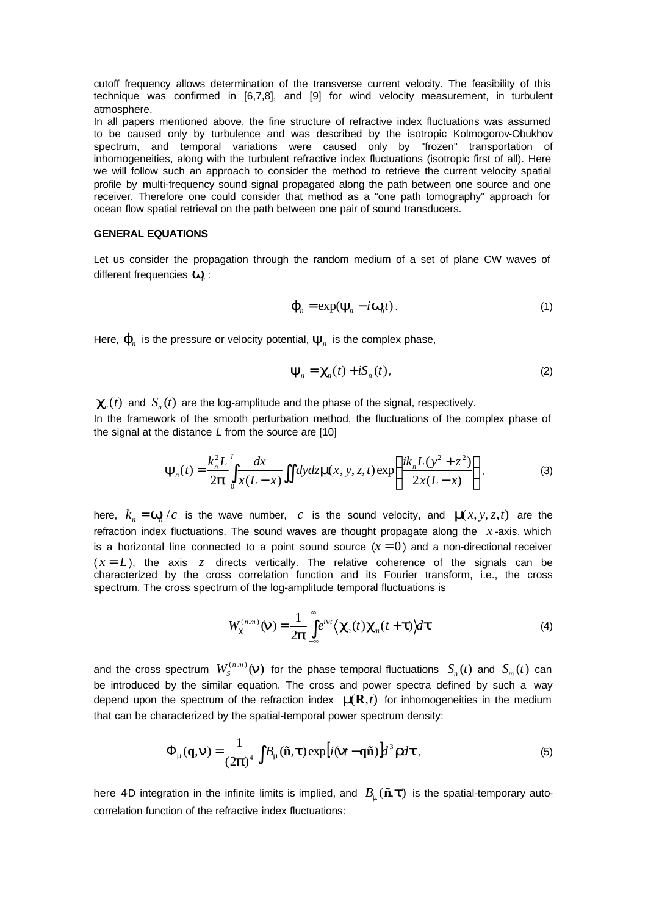cutoff frequency allows determination of the transverse current velocity. The feasibility of this technique was confirmed in [6,7,8], and [9] for wind velocity measurement, in turbulent atmosphere.

In all papers mentioned above, the fine structure of refractive index fluctuations was assumed to be caused only by turbulence and was described by the isotropic Kolmogorov-Obukhov spectrum, and temporal variations were caused only by "frozen" transportation of inhomogeneities, along with the turbulent refractive index fluctuations (isotropic first of all). Here we will follow such an approach to consider the method to retrieve the current velocity spatial profile by multi-frequency sound signal propagated along the path between one source and one receiver. Therefore one could consider that method as a "one path tomography" approach for ocean flow spatial retrieval on the path between one pair of sound transducers.

## GENERAL EQUATIONS

Let us consider the propagation through the random medium of a set of plane CW waves of different frequencies $\omega_n$ :

$$\varphi_n = \exp(\psi_n - i\omega_n t)\,. \tag{1}$$

Here, $\varphi_n$ is the pressure or velocity potential, $\psi_n$ is the complex phase,

$$\psi_n = \chi_n(t) + iS_n(t)\,, \tag{2}$$

$\chi_n(t)$ and $S_n(t)$ are the log-amplitude and the phase of the signal, respectively.

In the framework of the smooth perturbation method, the fluctuations of the complex phase of the signal at the distance *L* from the source are [10]

$$\psi_n(t) = \frac{k_n^2 L}{2\pi}\int_0^L \frac{dx}{x(L-x)}\iint dydz\,\mu(x,y,z,t)\exp\left[\frac{ik_n L(y^2+z^2)}{2x(L-x)}\right], \tag{3}$$

here, $k_n = \omega_n / c$ is the wave number, $c$ is the sound velocity, and $\mu(x,y,z,t)$ are the refraction index fluctuations. The sound waves are thought propagate along the $x$-axis, which is a horizontal line connected to a point sound source ($x=0$) and a non-directional receiver ($x=L$), the axis $z$ directs vertically. The relative coherence of the signals can be characterized by the cross correlation function and its Fourier transform, i.e., the cross spectrum. The cross spectrum of the log-amplitude temporal fluctuations is

$$W_\chi^{(n,m)}(\nu) = \frac{1}{2\pi}\int_{-\infty}^{\infty} e^{i\nu\tau}\left\langle \chi_n(t)\chi_m(t+\tau)\right\rangle d\tau \tag{4}$$

and the cross spectrum $W_S^{(n,m)}(\nu)$ for the phase temporal fluctuations $S_n(t)$ and $S_m(t)$ can be introduced by the similar equation. The cross and power spectra defined by such a way depend upon the spectrum of the refraction index $\mu(\mathbf{R},t)$ for inhomogeneities in the medium that can be characterized by the spatial-temporal power spectrum density:

$$\Phi_\mu(\mathbf{q},\nu) = \frac{1}{(2\pi)^4}\int B_\mu(\boldsymbol{\rho},\tau)\exp\left[i(\nu t - \mathbf{q}\boldsymbol{\rho})\right]d^3\rho\, d\tau\,, \tag{5}$$

here 4-D integration in the infinite limits is implied, and $B_\mu(\boldsymbol{\rho},\tau)$ is the spatial-temporary auto-correlation function of the refractive index fluctuations: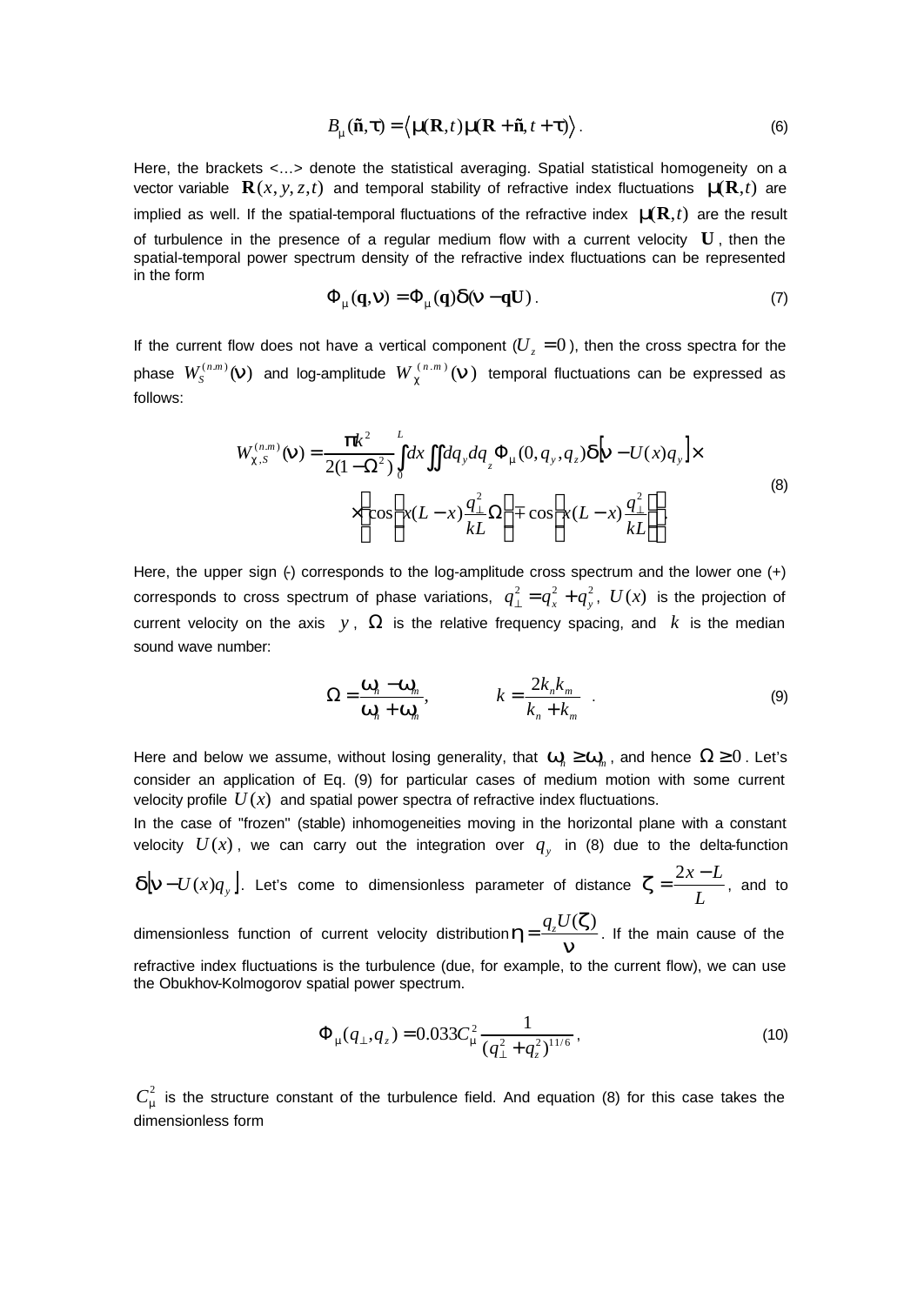$$B_\mu(\boldsymbol{\rho},\tau) = \left\langle \mu(\mathbf{R},t)\mu(\mathbf{R}+\boldsymbol{\rho},t+\tau)\right\rangle . \tag{6}$$

Here, the brackets <…> denote the statistical averaging. Spatial statistical homogeneity on a vector variable $\mathbf{R}(x,y,z,t)$ and temporal stability of refractive index fluctuations $\mu(\mathbf{R},t)$ are implied as well. If the spatial-temporal fluctuations of the refractive index $\mu(\mathbf{R},t)$ are the result of turbulence in the presence of a regular medium flow with a current velocity $\mathbf{U}$, then the spatial-temporal power spectrum density of the refractive index fluctuations can be represented in the form

$$\Phi_\mu(\mathbf{q},\nu) = \Phi_\mu(\mathbf{q})\delta(\nu - \mathbf{qU}) . \tag{7}$$

If the current flow does not have a vertical component ($U_z = 0$), then the cross spectra for the phase $W_S^{(n.m)}(\nu)$ and log-amplitude $W_\chi^{(n.m)}(\nu)$ temporal fluctuations can be expressed as follows:

$$W_{\chi,S}^{(n.m)}(\nu) = \frac{\pi k^2}{2(1-\Omega^2)}\int_0^L dx \iint dq_y dq_z \Phi_\mu(0,q_y,q_z)\delta\left[\nu - U(x)q_y\right]\times$$
$$\times\left\{\cos\left[x(L-x)\frac{q_\perp^2}{kL}\Omega\right] \mp \cos\left[x(L-x)\frac{q_\perp^2}{kL}\right]\right\}. \tag{8}$$

Here, the upper sign (-) corresponds to the log-amplitude cross spectrum and the lower one (+) corresponds to cross spectrum of phase variations, $q_\perp^2 = q_x^2 + q_y^2$, $U(x)$ is the projection of current velocity on the axis $y$, $\Omega$ is the relative frequency spacing, and $k$ is the median sound wave number:

$$\Omega = \frac{\omega_n - \omega_m}{\omega_n + \omega_m}, \qquad k = \frac{2k_n k_m}{k_n + k_m} . \tag{9}$$

Here and below we assume, without losing generality, that $\omega_n \geq \omega_m$, and hence $\Omega \geq 0$. Let's consider an application of Eq. (9) for particular cases of medium motion with some current velocity profile $U(x)$ and spatial power spectra of refractive index fluctuations.

In the case of "frozen" (stable) inhomogeneities moving in the horizontal plane with a constant velocity $U(x)$, we can carry out the integration over $q_y$ in (8) due to the delta-function $\delta\left[\nu - U(x)q_y\right]$. Let's come to dimensionless parameter of distance $\zeta = \dfrac{2x-L}{L}$, and to dimensionless function of current velocity distribution $\eta = \dfrac{q_z U(\zeta)}{\nu}$. If the main cause of the refractive index fluctuations is the turbulence (due, for example, to the current flow), we can use the Obukhov-Kolmogorov spatial power spectrum.

$$\Phi_\mu(q_\perp,q_z) = 0.033C_\mu^2\frac{1}{(q_\perp^2+q_z^2)^{11/6}} , \tag{10}$$

$C_\mu^2$ is the structure constant of the turbulence field. And equation (8) for this case takes the dimensionless form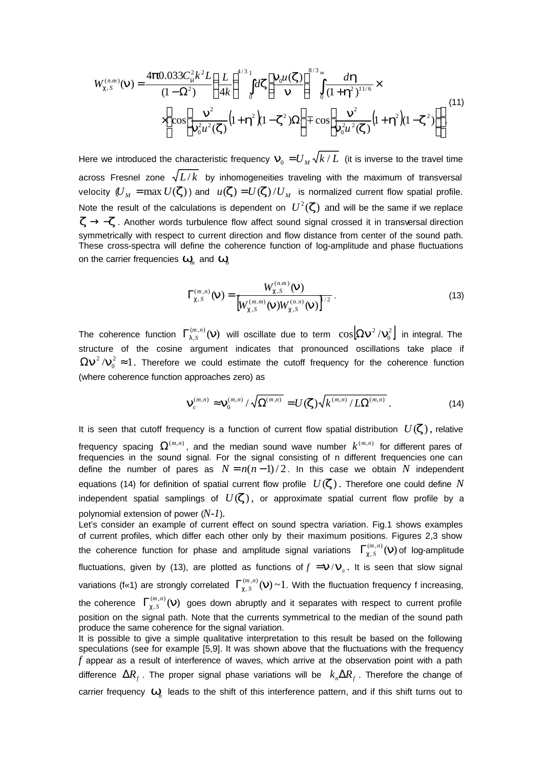$$W_{\chi,S}^{(n,m)}(\nu) = \frac{4\pi 0.033 C_\mu^2 k^2 L}{(1-\Omega^2)} \left(\frac{L}{4k}\right)^{4/3} \int_0^1 d\zeta \left(\frac{\nu_0 u(\zeta)}{\nu}\right)^{8/3} \int_0^\infty \frac{d\eta}{(1+\eta^2)^{11/6}} \times$$
$$\times \left\{ \cos\left[\frac{\nu^2}{\nu_0^2 u^2(\zeta)}\left(1+\eta^2\right)(1-\zeta^2)\Omega\right] \mp \cos\left[\frac{\nu^2}{\nu_0^2 u^2(\zeta)}\left(1+\eta^2\right)(1-\zeta^2)\right]\right\}. \tag{11}$$

Here we introduced the characteristic frequency $\nu_0 = U_M \sqrt{k/L}$ (it is inverse to the travel time across Fresnel zone $\sqrt{L/k}$ by inhomogeneities traveling with the maximum of transversal velocity ($U_M = \max U(\zeta)$) and $u(\zeta) = U(\zeta)/U_M$ is normalized current flow spatial profile. Note the result of the calculations is dependent on $U^2(\zeta)$ and will be the same if we replace $\zeta \to -\zeta$. Another words turbulence flow affect sound signal crossed it in transversal direction symmetrically with respect to current direction and flow distance from center of the sound path. These cross-spectra will define the coherence function of log-amplitude and phase fluctuations on the carrier frequencies $\omega_m$ and $\omega_n$

$$\Gamma_{\chi,S}^{(m,n)}(\nu) = \frac{W_{\chi,S}^{(n,m)}(\nu)}{\left[W_{\chi,S}^{(m,m)}(\nu) W_{\chi,S}^{(n,n)}(\nu)\right]^{1/2}}. \tag{13}$$

The coherence function $\Gamma_{\lambda,S}^{(m,n)}(\nu)$ will oscillate due to term $\cos\left[\Omega\nu^2/\nu_0^2\right]$ in integral. The structure of the cosine argument indicates that pronounced oscillations take place if $\Omega\nu^2/\nu_0^2 \approx 1$. Therefore we could estimate the cutoff frequency for the coherence function (where coherence function approaches zero) as

$$\nu_c^{(m,n)} \approx \nu_0^{(m,n)} / \sqrt{\Omega^{(m,n)}} = U(\zeta)\sqrt{k^{(m,n)}/L\Omega^{(m,n)}}. \tag{14}$$

It is seen that cutoff frequency is a function of current flow spatial distribution $U(\zeta)$, relative frequency spacing $\Omega^{(m,n)}$, and the median sound wave number $k^{(m,n)}$ for different pares of frequencies in the sound signal. For the signal consisting of n different frequencies one can define the number of pares as $N = n(n-1)/2$. In this case we obtain $N$ independent equations (14) for definition of spatial current flow profile $U(\zeta)$. Therefore one could define $N$ independent spatial samplings of $U(\zeta)$, or approximate spatial current flow profile by a polynomial extension of power ($N$-$1$).

Let's consider an example of current effect on sound spectra variation. Fig.1 shows examples of current profiles, which differ each other only by their maximum positions. Figures 2,3 show the coherence function for phase and amplitude signal variations $\Gamma_{\chi,S}^{(m,n)}(\nu)$ of log-amplitude fluctuations, given by (13), are plotted as functions of $f = \nu/\nu_0$. It is seen that slow signal variations (f«1) are strongly correlated $\Gamma_{\chi,S}^{(m,n)}(\nu) \sim 1$. With the fluctuation frequency f increasing, the coherence $\Gamma_{\chi,S}^{(m,n)}(\nu)$ goes down abruptly and it separates with respect to current profile position on the signal path. Note that the currents symmetrical to the median of the sound path produce the same coherence for the signal variation.

It is possible to give a simple qualitative interpretation to this result be based on the following speculations (see for example [5,9]. It was shown above that the fluctuations with the frequency $f$ appear as a result of interference of waves, which arrive at the observation point with a path difference $\Delta R_f$. The proper signal phase variations will be $k_n \Delta R_f$. Therefore the change of carrier frequency $\omega_n$ leads to the shift of this interference pattern, and if this shift turns out to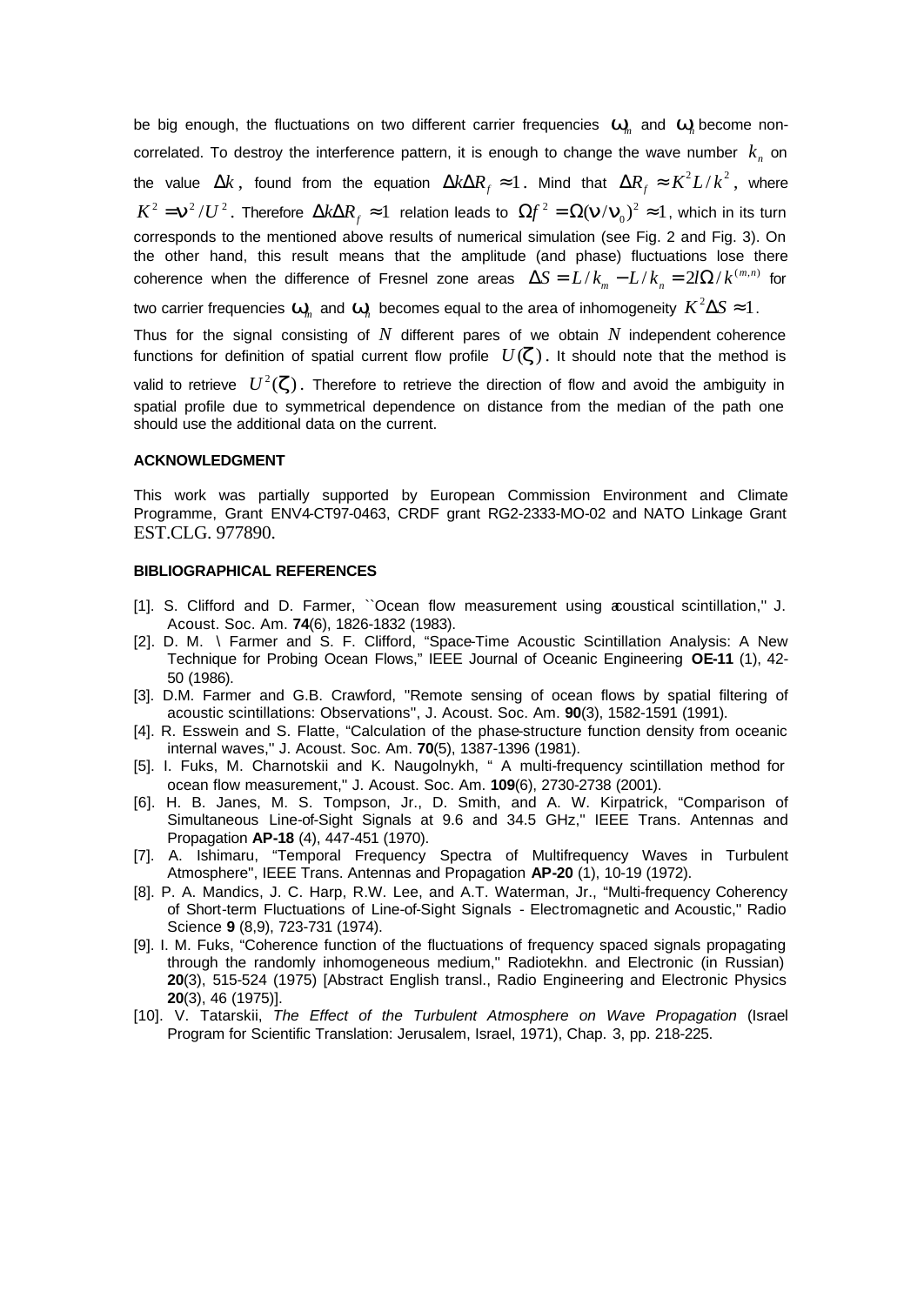be big enough, the fluctuations on two different carrier frequencies $\omega_m$ and $\omega_n$ become non-correlated. To destroy the interference pattern, it is enough to change the wave number $k_n$ on the value $\Delta k$, found from the equation $\Delta k \Delta R_f \approx 1$. Mind that $\Delta R_f \approx K^2 L / k^2$, where $K^2 = \nu^2 / U^2$. Therefore $\Delta k \Delta R_f \approx 1$ relation leads to $\Omega f^2 = \Omega(\nu/\nu_0)^2 \approx 1$, which in its turn corresponds to the mentioned above results of numerical simulation (see Fig. 2 and Fig. 3). On the other hand, this result means that the amplitude (and phase) fluctuations lose there coherence when the difference of Fresnel zone areas $\Delta S = L/k_m - L/k_n = 2l\Omega / k^{(m,n)}$ for two carrier frequencies $\omega_m$ and $\omega_n$ becomes equal to the area of inhomogeneity $K^2 \Delta S \approx 1$.

Thus for the signal consisting of $N$ different pares of we obtain $N$ independent coherence functions for definition of spatial current flow profile $U(\zeta)$. It should note that the method is valid to retrieve $U^2(\zeta)$. Therefore to retrieve the direction of flow and avoid the ambiguity in spatial profile due to symmetrical dependence on distance from the median of the path one should use the additional data on the current.

#### ACKNOWLEDGMENT

This work was partially supported by European Commission Environment and Climate Programme, Grant ENV4-CT97-0463, CRDF grant RG2-2333-MO-02 and NATO Linkage Grant EST.CLG. 977890.

#### BIBLIOGRAPHICAL REFERENCES

[1]. S. Clifford and D. Farmer, ``Ocean flow measurement using acoustical scintillation,'' J. Acoust. Soc. Am. **74**(6), 1826-1832 (1983).

[2]. D. M. \ Farmer and S. F. Clifford, "Space-Time Acoustic Scintillation Analysis: A New Technique for Probing Ocean Flows," IEEE Journal of Oceanic Engineering **OE-11** (1), 42-50 (1986).

[3]. D.M. Farmer and G.B. Crawford, "Remote sensing of ocean flows by spatial filtering of acoustic scintillations: Observations'', J. Acoust. Soc. Am. **90**(3), 1582-1591 (1991).

[4]. R. Esswein and S. Flatte, "Calculation of the phase-structure function density from oceanic internal waves,'' J. Acoust. Soc. Am. **70**(5), 1387-1396 (1981).

[5]. I. Fuks, M. Charnotskii and K. Naugolnykh, " A multi-frequency scintillation method for ocean flow measurement,'' J. Acoust. Soc. Am. **109**(6), 2730-2738 (2001).

[6]. H. B. Janes, M. S. Tompson, Jr., D. Smith, and A. W. Kirpatrick, "Comparison of Simultaneous Line-of-Sight Signals at 9.6 and 34.5 GHz,'' IEEE Trans. Antennas and Propagation **AP-18** (4), 447-451 (1970).

[7]. A. Ishimaru, "Temporal Frequency Spectra of Multifrequency Waves in Turbulent Atmosphere", IEEE Trans. Antennas and Propagation **AP-20** (1), 10-19 (1972).

[8]. P. A. Mandics, J. C. Harp, R.W. Lee, and A.T. Waterman, Jr., "Multi-frequency Coherency of Short-term Fluctuations of Line-of-Sight Signals - Electromagnetic and Acoustic,'' Radio Science **9** (8,9), 723-731 (1974).

[9]. I. M. Fuks, "Coherence function of the fluctuations of frequency spaced signals propagating through the randomly inhomogeneous medium,'' Radiotekhn. and Electronic (in Russian) **20**(3), 515-524 (1975) [Abstract English transl., Radio Engineering and Electronic Physics **20**(3), 46 (1975)].

[10]. V. Tatarskii, *The Effect of the Turbulent Atmosphere on Wave Propagation* (Israel Program for Scientific Translation: Jerusalem, Israel, 1971), Chap. 3, pp. 218-225.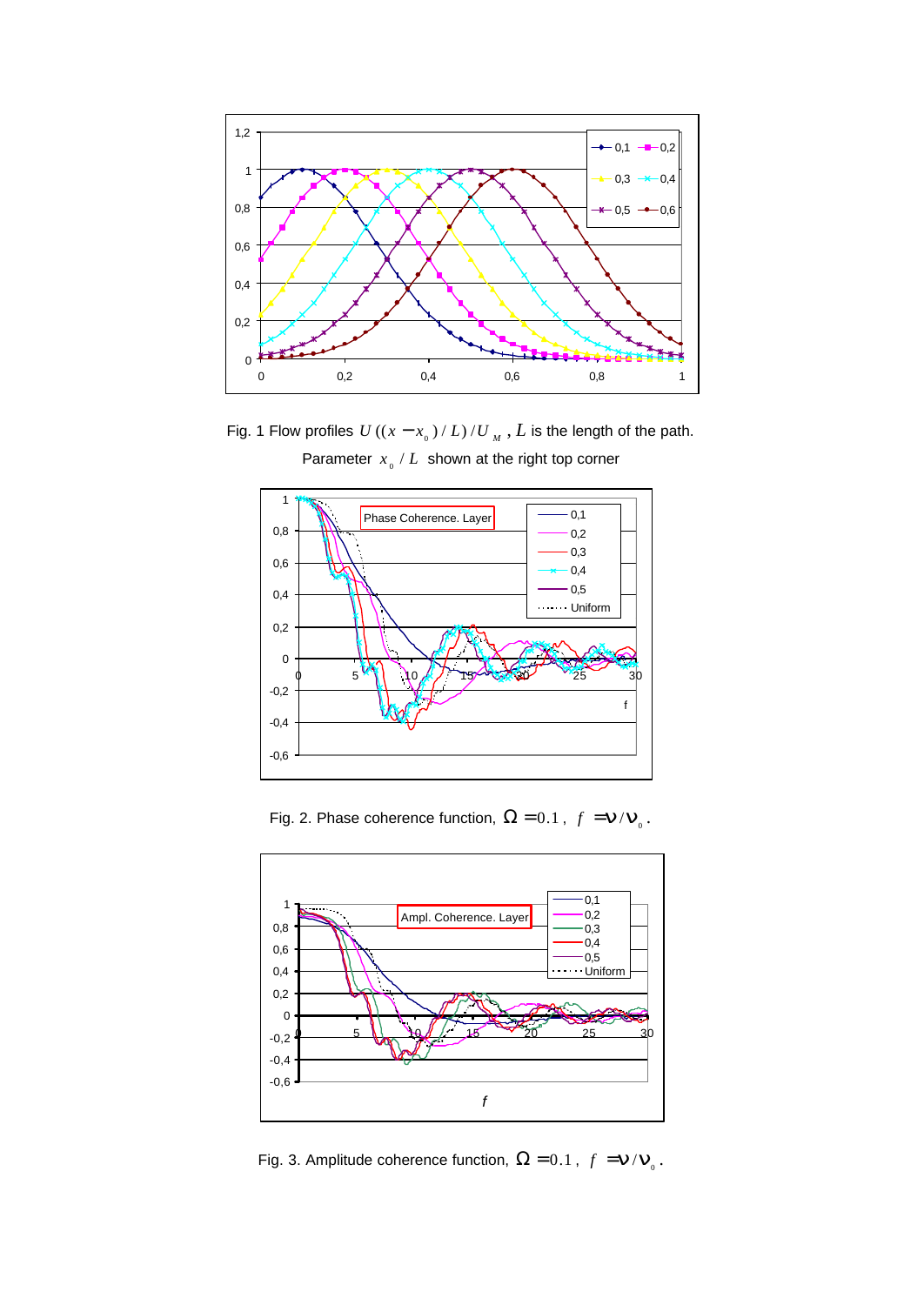1,2
1
0,8
0,6
0,4
0,2
0
0
0,2
0,4
0,6
0,8
1
0,1
0,2
0,3
0,4
0,5
0,6

Fig. 1 Flow profiles $U((x - x_0)/L)/U_M$ , $L$ is the length of the path. Parameter $x_0/L$ shown at the right top corner

1
0,8
0,6
0,4
0,2
0
-0,2
-0,4
-0,6
0
5
10
15
20
25
30
f
Phase Coherence. Layer
0,1
0,2
0,3
0,4
0,5
Uniform

Fig. 2. Phase coherence function, $\Omega = 0.1$ , $f = \nu / \nu_0$ .

1
0,8
0,6
0,4
0,2
0
-0,2
-0,4
-0,6
0
5
10
15
20
25
30
f
Ampl. Coherence. Layer
0,1
0,2
0,3
0,4
0,5
Uniform

Fig. 3. Amplitude coherence function, $\Omega = 0.1$ , $f = \nu / \nu_0$ .